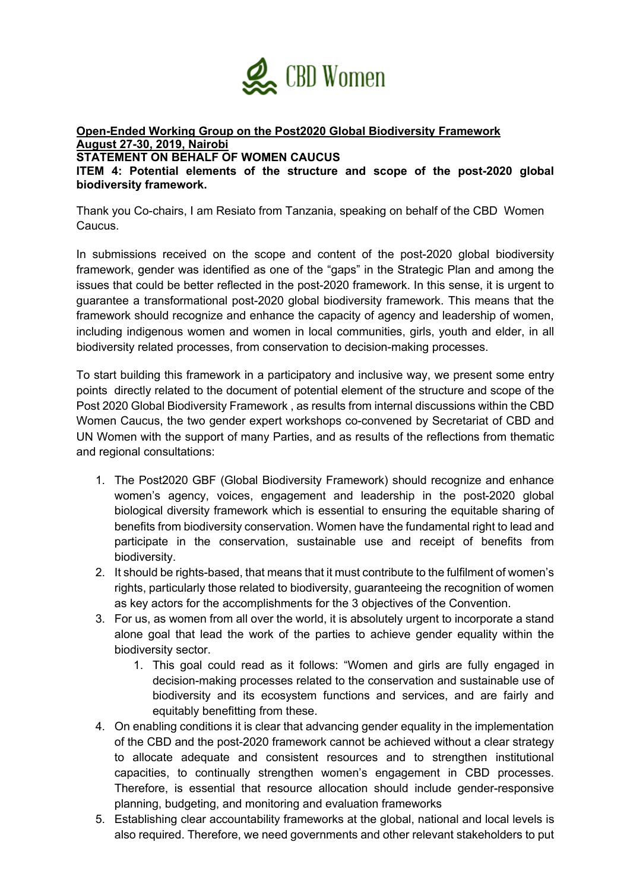CBD Women

**<u>Open-Ended Working Group on the Post2020 Global Biodiversity Framework</u>**
**<u>August 27-30, 2019, Nairobi</u>**
**STATEMENT ON BEHALF OF WOMEN CAUCUS**
**ITEM 4: Potential elements of the structure and scope of the post-2020 global biodiversity framework.**

Thank you Co-chairs, I am Resiato from Tanzania, speaking on behalf of the CBD Women Caucus.

In submissions received on the scope and content of the post-2020 global biodiversity framework, gender was identified as one of the "gaps" in the Strategic Plan and among the issues that could be better reflected in the post-2020 framework. In this sense, it is urgent to guarantee a transformational post-2020 global biodiversity framework. This means that the framework should recognize and enhance the capacity of agency and leadership of women, including indigenous women and women in local communities, girls, youth and elder, in all biodiversity related processes, from conservation to decision-making processes.

To start building this framework in a participatory and inclusive way, we present some entry points directly related to the document of potential element of the structure and scope of the Post 2020 Global Biodiversity Framework , as results from internal discussions within the CBD Women Caucus, the two gender expert workshops co-convened by Secretariat of CBD and UN Women with the support of many Parties, and as results of the reflections from thematic and regional consultations:

1. The Post2020 GBF (Global Biodiversity Framework) should recognize and enhance women's agency, voices, engagement and leadership in the post-2020 global biological diversity framework which is essential to ensuring the equitable sharing of benefits from biodiversity conservation. Women have the fundamental right to lead and participate in the conservation, sustainable use and receipt of benefits from biodiversity.
2. It should be rights-based, that means that it must contribute to the fulfilment of women's rights, particularly those related to biodiversity, guaranteeing the recognition of women as key actors for the accomplishments for the 3 objectives of the Convention.
3. For us, as women from all over the world, it is absolutely urgent to incorporate a stand alone goal that lead the work of the parties to achieve gender equality within the biodiversity sector.
    1. This goal could read as it follows: "Women and girls are fully engaged in decision-making processes related to the conservation and sustainable use of biodiversity and its ecosystem functions and services, and are fairly and equitably benefitting from these.
4. On enabling conditions it is clear that advancing gender equality in the implementation of the CBD and the post-2020 framework cannot be achieved without a clear strategy to allocate adequate and consistent resources and to strengthen institutional capacities, to continually strengthen women's engagement in CBD processes. Therefore, is essential that resource allocation should include gender-responsive planning, budgeting, and monitoring and evaluation frameworks
5. Establishing clear accountability frameworks at the global, national and local levels is also required. Therefore, we need governments and other relevant stakeholders to put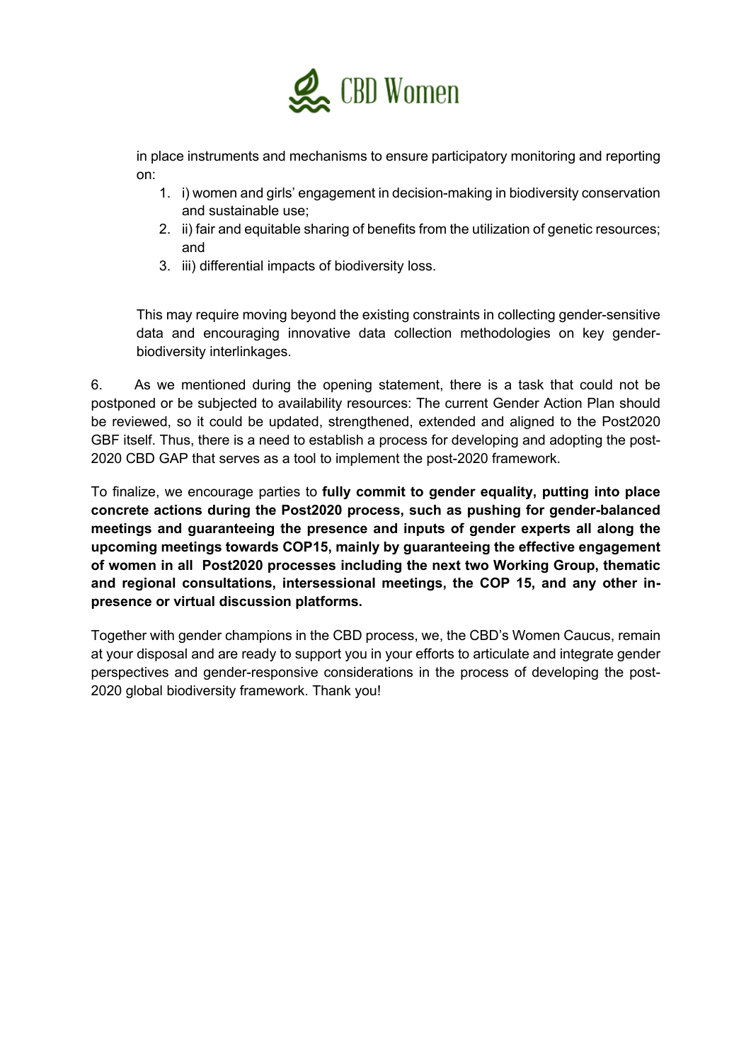in place instruments and mechanisms to ensure participatory monitoring and reporting on:

1. i) women and girls' engagement in decision-making in biodiversity conservation and sustainable use;
2. ii) fair and equitable sharing of benefits from the utilization of genetic resources; and
3. iii) differential impacts of biodiversity loss.

This may require moving beyond the existing constraints in collecting gender-sensitive data and encouraging innovative data collection methodologies on key gender-biodiversity interlinkages.

6. As we mentioned during the opening statement, there is a task that could not be postponed or be subjected to availability resources: The current Gender Action Plan should be reviewed, so it could be updated, strengthened, extended and aligned to the Post2020 GBF itself. Thus, there is a need to establish a process for developing and adopting the post-2020 CBD GAP that serves as a tool to implement the post-2020 framework.

To finalize, we encourage parties to **fully commit to gender equality, putting into place concrete actions during the Post2020 process, such as pushing for gender-balanced meetings and guaranteeing the presence and inputs of gender experts all along the upcoming meetings towards COP15, mainly by guaranteeing the effective engagement of women in all Post2020 processes including the next two Working Group, thematic and regional consultations, intersessional meetings, the COP 15, and any other in-presence or virtual discussion platforms.**

Together with gender champions in the CBD process, we, the CBD's Women Caucus, remain at your disposal and are ready to support you in your efforts to articulate and integrate gender perspectives and gender-responsive considerations in the process of developing the post-2020 global biodiversity framework. Thank you!